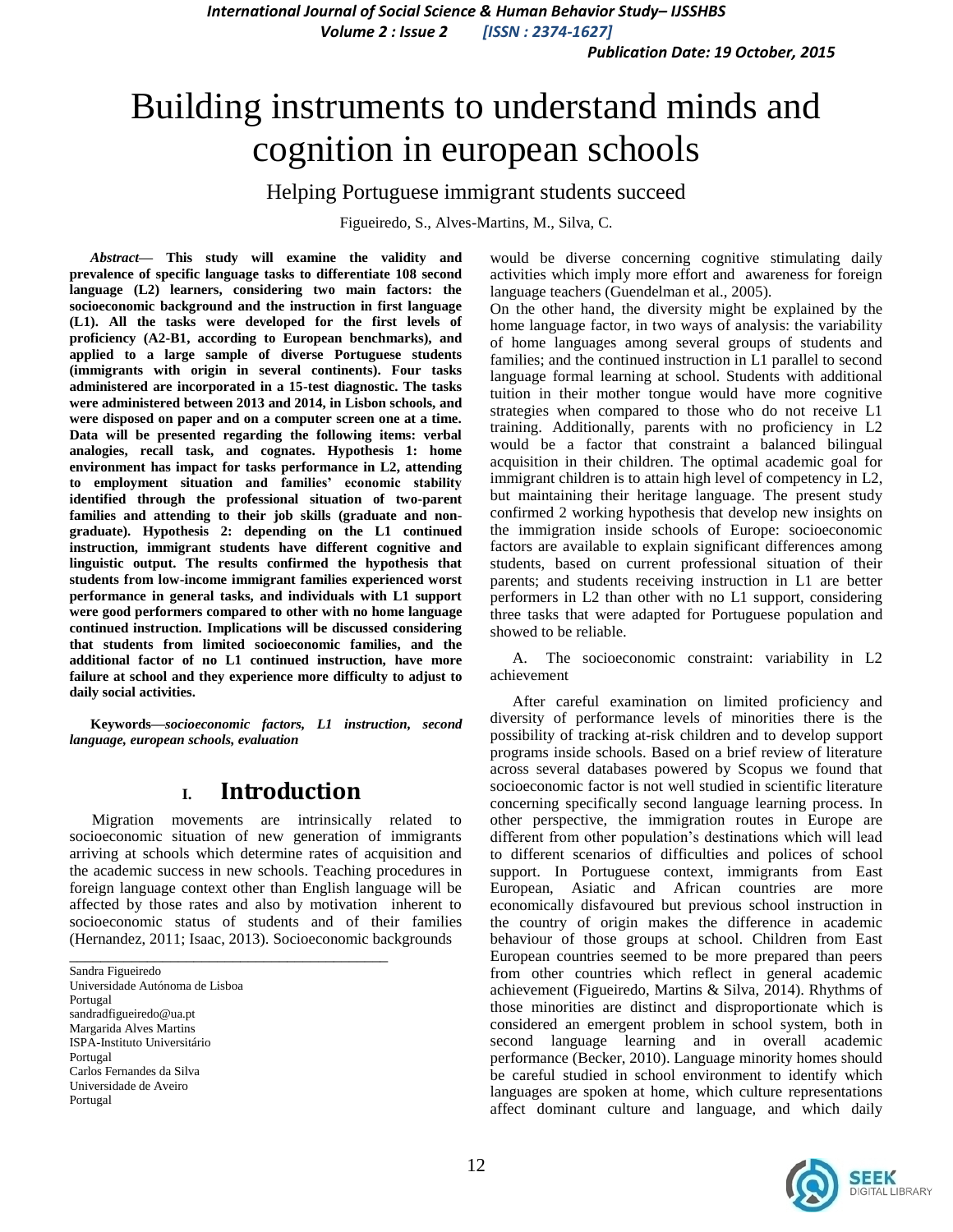# Building instruments to understand minds and cognition in european schools

## Helping Portuguese immigrant students succeed

Figueiredo, S., Alves-Martins, M., Silva, C.

***Abstract*— This study will examine the validity and prevalence of specific language tasks to differentiate 108 second language (L2) learners, considering two main factors: the socioeconomic background and the instruction in first language (L1). All the tasks were developed for the first levels of proficiency (A2-B1, according to European benchmarks), and applied to a large sample of diverse Portuguese students (immigrants with origin in several continents). Four tasks administered are incorporated in a 15-test diagnostic. The tasks were administered between 2013 and 2014, in Lisbon schools, and were disposed on paper and on a computer screen one at a time. Data will be presented regarding the following items: verbal analogies, recall task, and cognates. Hypothesis 1: home environment has impact for tasks performance in L2, attending to employment situation and families' economic stability identified through the professional situation of two-parent families and attending to their job skills (graduate and non-graduate). Hypothesis 2: depending on the L1 continued instruction, immigrant students have different cognitive and linguistic output. The results confirmed the hypothesis that students from low-income immigrant families experienced worst performance in general tasks, and individuals with L1 support were good performers compared to other with no home language continued instruction. Implications will be discussed considering that students from limited socioeconomic families, and the additional factor of no L1 continued instruction, have more failure at school and they experience more difficulty to adjust to daily social activities.**

**Keywords—*socioeconomic factors, L1 instruction, second language, european schools, evaluation***

## I. Introduction

Migration movements are intrinsically related to socioeconomic situation of new generation of immigrants arriving at schools which determine rates of acquisition and the academic success in new schools. Teaching procedures in foreign language context other than English language will be affected by those rates and also by motivation inherent to socioeconomic status of students and of their families (Hernandez, 2011; Isaac, 2013). Socioeconomic backgrounds would be diverse concerning cognitive stimulating daily activities which imply more effort and awareness for foreign language teachers (Guendelman et al., 2005).

On the other hand, the diversity might be explained by the home language factor, in two ways of analysis: the variability of home languages among several groups of students and families; and the continued instruction in L1 parallel to second language formal learning at school. Students with additional tuition in their mother tongue would have more cognitive strategies when compared to those who do not receive L1 training. Additionally, parents with no proficiency in L2 would be a factor that constraint a balanced bilingual acquisition in their children. The optimal academic goal for immigrant children is to attain high level of competency in L2, but maintaining their heritage language. The present study confirmed 2 working hypothesis that develop new insights on the immigration inside schools of Europe: socioeconomic factors are available to explain significant differences among students, based on current professional situation of their parents; and students receiving instruction in L1 are better performers in L2 than other with no L1 support, considering three tasks that were adapted for Portuguese population and showed to be reliable.

### A. The socioeconomic constraint: variability in L2 achievement

After careful examination on limited proficiency and diversity of performance levels of minorities there is the possibility of tracking at-risk children and to develop support programs inside schools. Based on a brief review of literature across several databases powered by Scopus we found that socioeconomic factor is not well studied in scientific literature concerning specifically second language learning process. In other perspective, the immigration routes in Europe are different from other population's destinations which will lead to different scenarios of difficulties and polices of school support. In Portuguese context, immigrants from East European, Asiatic and African countries are more economically disfavoured but previous school instruction in the country of origin makes the difference in academic behaviour of those groups at school. Children from East European countries seemed to be more prepared than peers from other countries which reflect in general academic achievement (Figueiredo, Martins & Silva, 2014). Rhythms of those minorities are distinct and disproportionate which is considered an emergent problem in school system, both in second language learning and in overall academic performance (Becker, 2010). Language minority homes should be careful studied in school environment to identify which languages are spoken at home, which culture representations affect dominant culture and language, and which daily

---

Sandra Figueiredo
Universidade Autónoma de Lisboa
Portugal
sandradfigueiredo@ua.pt
Margarida Alves Martins
ISPA-Instituto Universitário
Portugal
Carlos Fernandes da Silva
Universidade de Aveiro
Portugal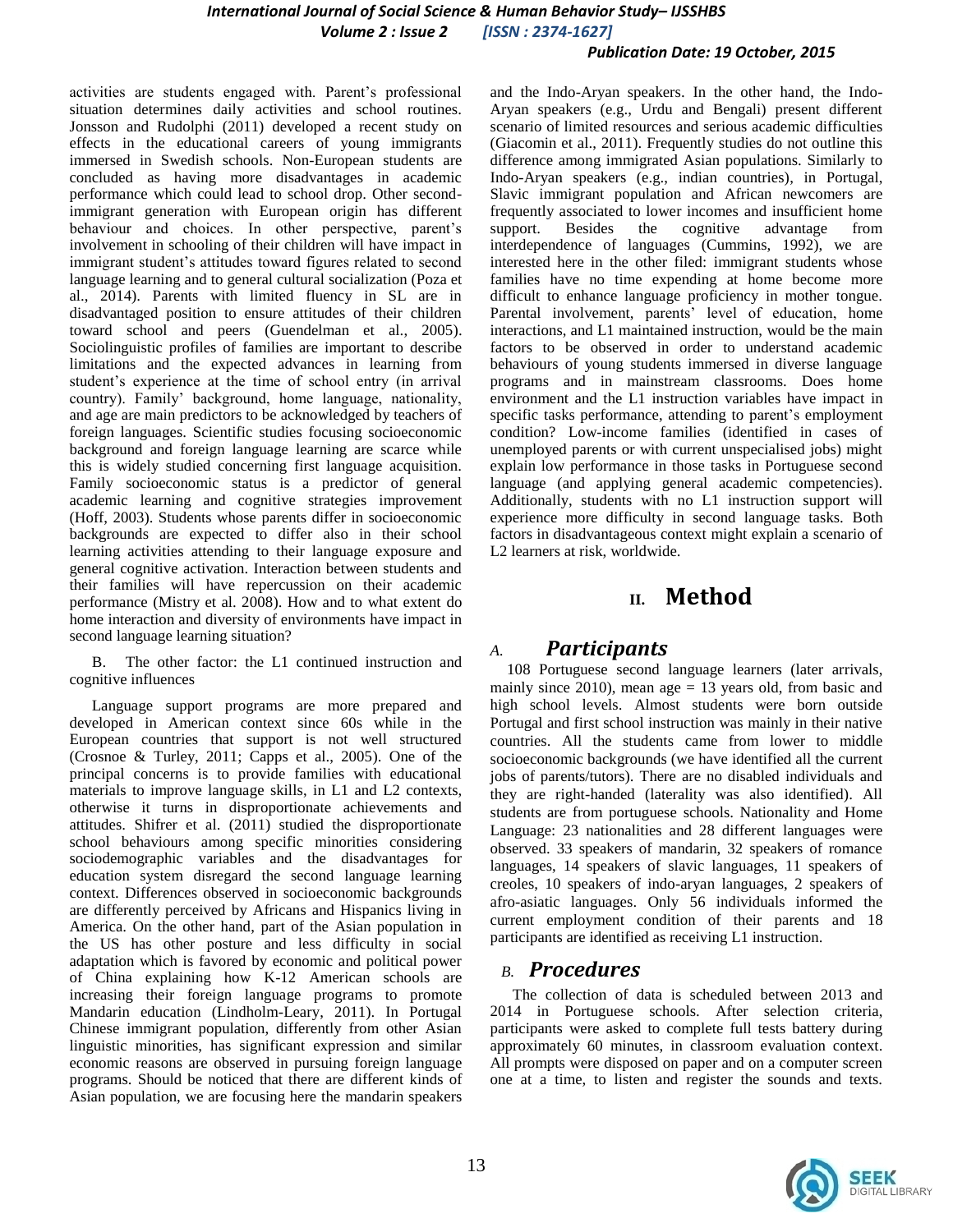activities are students engaged with. Parent's professional situation determines daily activities and school routines. Jonsson and Rudolphi (2011) developed a recent study on effects in the educational careers of young immigrants immersed in Swedish schools. Non-European students are concluded as having more disadvantages in academic performance which could lead to school drop. Other second-immigrant generation with European origin has different behaviour and choices. In other perspective, parent's involvement in schooling of their children will have impact in immigrant student's attitudes toward figures related to second language learning and to general cultural socialization (Poza et al., 2014). Parents with limited fluency in SL are in disadvantaged position to ensure attitudes of their children toward school and peers (Guendelman et al., 2005). Sociolinguistic profiles of families are important to describe limitations and the expected advances in learning from student's experience at the time of school entry (in arrival country). Family' background, home language, nationality, and age are main predictors to be acknowledged by teachers of foreign languages. Scientific studies focusing socioeconomic background and foreign language learning are scarce while this is widely studied concerning first language acquisition. Family socioeconomic status is a predictor of general academic learning and cognitive strategies improvement (Hoff, 2003). Students whose parents differ in socioeconomic backgrounds are expected to differ also in their school learning activities attending to their language exposure and general cognitive activation. Interaction between students and their families will have repercussion on their academic performance (Mistry et al. 2008). How and to what extent do home interaction and diversity of environments have impact in second language learning situation?

B. The other factor: the L1 continued instruction and cognitive influences

Language support programs are more prepared and developed in American context since 60s while in the European countries that support is not well structured (Crosnoe & Turley, 2011; Capps et al., 2005). One of the principal concerns is to provide families with educational materials to improve language skills, in L1 and L2 contexts, otherwise it turns in disproportionate achievements and attitudes. Shifrer et al. (2011) studied the disproportionate school behaviours among specific minorities considering sociodemographic variables and the disadvantages for education system disregard the second language learning context. Differences observed in socioeconomic backgrounds are differently perceived by Africans and Hispanics living in America. On the other hand, part of the Asian population in the US has other posture and less difficulty in social adaptation which is favored by economic and political power of China explaining how K-12 American schools are increasing their foreign language programs to promote Mandarin education (Lindholm-Leary, 2011). In Portugal Chinese immigrant population, differently from other Asian linguistic minorities, has significant expression and similar economic reasons are observed in pursuing foreign language programs. Should be noticed that there are different kinds of Asian population, we are focusing here the mandarin speakers and the Indo-Aryan speakers. In the other hand, the Indo-Aryan speakers (e.g., Urdu and Bengali) present different scenario of limited resources and serious academic difficulties (Giacomin et al., 2011). Frequently studies do not outline this difference among immigrated Asian populations. Similarly to Indo-Aryan speakers (e.g., indian countries), in Portugal, Slavic immigrant population and African newcomers are frequently associated to lower incomes and insufficient home support. Besides the cognitive advantage from interdependence of languages (Cummins, 1992), we are interested here in the other filed: immigrant students whose families have no time expending at home become more difficult to enhance language proficiency in mother tongue. Parental involvement, parents' level of education, home interactions, and L1 maintained instruction, would be the main factors to be observed in order to understand academic behaviours of young students immersed in diverse language programs and in mainstream classrooms. Does home environment and the L1 instruction variables have impact in specific tasks performance, attending to parent's employment condition? Low-income families (identified in cases of unemployed parents or with current unspecialised jobs) might explain low performance in those tasks in Portuguese second language (and applying general academic competencies). Additionally, students with no L1 instruction support will experience more difficulty in second language tasks. Both factors in disadvantageous context might explain a scenario of L2 learners at risk, worldwide.

# II. Method

## A. *Participants*

108 Portuguese second language learners (later arrivals, mainly since 2010), mean age = 13 years old, from basic and high school levels. Almost students were born outside Portugal and first school instruction was mainly in their native countries. All the students came from lower to middle socioeconomic backgrounds (we have identified all the current jobs of parents/tutors). There are no disabled individuals and they are right-handed (laterality was also identified). All students are from portuguese schools. Nationality and Home Language: 23 nationalities and 28 different languages were observed. 33 speakers of mandarin, 32 speakers of romance languages, 14 speakers of slavic languages, 11 speakers of creoles, 10 speakers of indo-aryan languages, 2 speakers of afro-asiatic languages. Only 56 individuals informed the current employment condition of their parents and 18 participants are identified as receiving L1 instruction.

## B. *Procedures*

The collection of data is scheduled between 2013 and 2014 in Portuguese schools. After selection criteria, participants were asked to complete full tests battery during approximately 60 minutes, in classroom evaluation context. All prompts were disposed on paper and on a computer screen one at a time, to listen and register the sounds and texts.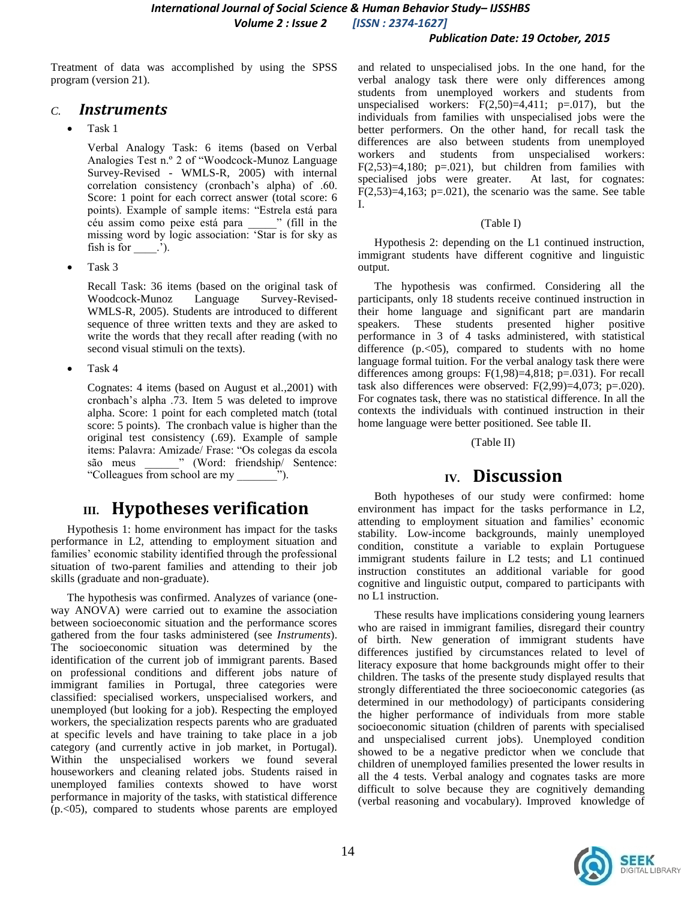Treatment of data was accomplished by using the SPSS program (version 21).

### C. *Instruments*

- Task 1

  Verbal Analogy Task: 6 items (based on Verbal Analogies Test n.º 2 of "Woodcock-Munoz Language Survey-Revised - WMLS-R, 2005) with internal correlation consistency (cronbach's alpha) of .60. Score: 1 point for each correct answer (total score: 6 points). Example of sample items: "Estrela está para céu assim como peixe está para _____" (fill in the missing word by logic association: 'Star is for sky as fish is for ____.').

- Task 3

  Recall Task: 36 items (based on the original task of Woodcock-Munoz Language Survey-Revised-WMLS-R, 2005). Students are introduced to different sequence of three written texts and they are asked to write the words that they recall after reading (with no second visual stimuli on the texts).

- Task 4

  Cognates: 4 items (based on August et al.,2001) with cronbach's alpha .73. Item 5 was deleted to improve alpha. Score: 1 point for each completed match (total score: 5 points). The cronbach value is higher than the original test consistency (.69). Example of sample items: Palavra: Amizade/ Frase: "Os colegas da escola são meus ______" (Word: friendship/ Sentence: "Colleagues from school are my _______").

## III. Hypotheses verification

Hypothesis 1: home environment has impact for the tasks performance in L2, attending to employment situation and families' economic stability identified through the professional situation of two-parent families and attending to their job skills (graduate and non-graduate).

The hypothesis was confirmed. Analyzes of variance (one-way ANOVA) were carried out to examine the association between socioeconomic situation and the performance scores gathered from the four tasks administered (see *Instruments*). The socioeconomic situation was determined by the identification of the current job of immigrant parents. Based on professional conditions and different jobs nature of immigrant families in Portugal, three categories were classified: specialised workers, unspecialised workers, and unemployed (but looking for a job). Respecting the employed workers, the specialization respects parents who are graduated at specific levels and have training to take place in a job category (and currently active in job market, in Portugal). Within the unspecialised workers we found several houseworkers and cleaning related jobs. Students raised in unemployed families contexts showed to have worst performance in majority of the tasks, with statistical difference ($p<.05$), compared to students whose parents are employed and related to unspecialised jobs. In the one hand, for the verbal analogy task there were only differences among students from unemployed workers and students from unspecialised workers: $F(2,50)=4{,}411$; $p=.017$), but the individuals from families with unspecialised jobs were the better performers. On the other hand, for recall task the differences are also between students from unemployed workers and students from unspecialised workers: $F(2,53)=4{,}180$; $p=.021$), but children from families with specialised jobs were greater. At last, for cognates: $F(2,53)=4{,}163$; $p=.021$), the scenario was the same. See table I.

(Table I)

Hypothesis 2: depending on the L1 continued instruction, immigrant students have different cognitive and linguistic output.

The hypothesis was confirmed. Considering all the participants, only 18 students receive continued instruction in their home language and significant part are mandarin speakers. These students presented higher positive performance in 3 of 4 tasks administered, with statistical difference ($p<05$), compared to students with no home language formal tuition. For the verbal analogy task there were differences among groups: $F(1,98)=4{,}818$; $p=.031$). For recall task also differences were observed: $F(2,99)=4{,}073$; $p=.020$). For cognates task, there was no statistical difference. In all the contexts the individuals with continued instruction in their home language were better positioned. See table II.

(Table II)

## IV. Discussion

Both hypotheses of our study were confirmed: home environment has impact for the tasks performance in L2, attending to employment situation and families' economic stability. Low-income backgrounds, mainly unemployed condition, constitute a variable to explain Portuguese immigrant students failure in L2 tests; and L1 continued instruction constitutes an additional variable for good cognitive and linguistic output, compared to participants with no L1 instruction.

These results have implications considering young learners who are raised in immigrant families, disregard their country of birth. New generation of immigrant students have differences justified by circumstances related to level of literacy exposure that home backgrounds might offer to their children. The tasks of the presente study displayed results that strongly differentiated the three socioeconomic categories (as determined in our methodology) of participants considering the higher performance of individuals from more stable socioeconomic situation (children of parents with specialised and unspecialised current jobs). Unemployed condition showed to be a negative predictor when we conclude that children of unemployed families presented the lower results in all the 4 tests. Verbal analogy and cognates tasks are more difficult to solve because they are cognitively demanding (verbal reasoning and vocabulary). Improved knowledge of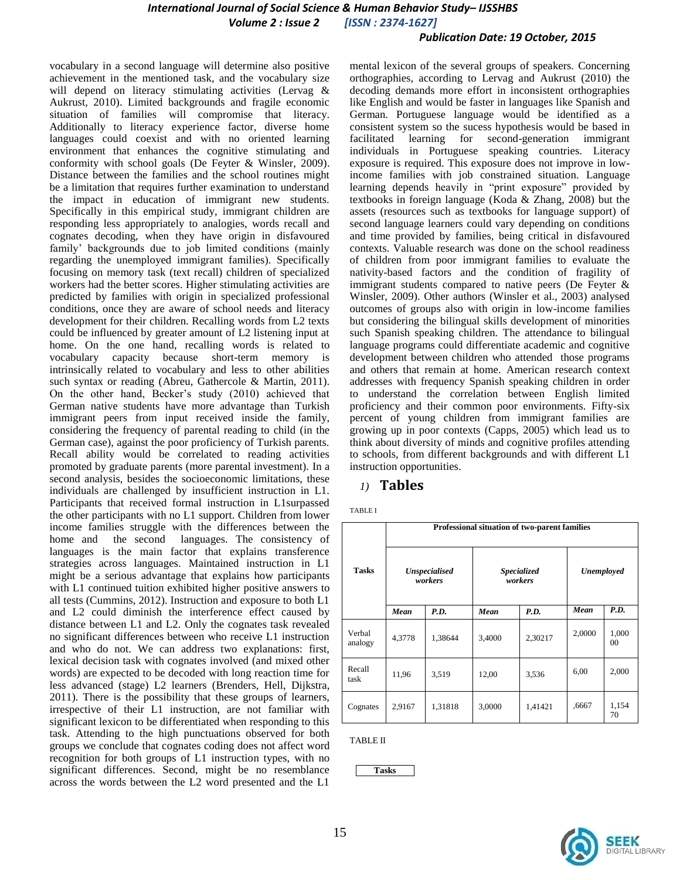vocabulary in a second language will determine also positive achievement in the mentioned task, and the vocabulary size will depend on literacy stimulating activities (Lervag & Aukrust, 2010). Limited backgrounds and fragile economic situation of families will compromise that literacy. Additionally to literacy experience factor, diverse home languages could coexist and with no oriented learning environment that enhances the cognitive stimulating and conformity with school goals (De Feyter & Winsler, 2009). Distance between the families and the school routines might be a limitation that requires further examination to understand the impact in education of immigrant new students. Specifically in this empirical study, immigrant children are responding less appropriately to analogies, words recall and cognates decoding, when they have origin in disfavoured family' backgrounds due to job limited conditions (mainly regarding the unemployed immigrant families). Specifically focusing on memory task (text recall) children of specialized workers had the better scores. Higher stimulating activities are predicted by families with origin in specialized professional conditions, once they are aware of school needs and literacy development for their children. Recalling words from L2 texts could be influenced by greater amount of L2 listening input at home. On the one hand, recalling words is related to vocabulary capacity because short-term memory is intrinsically related to vocabulary and less to other abilities such syntax or reading (Abreu, Gathercole & Martin, 2011). On the other hand, Becker's study (2010) achieved that German native students have more advantage than Turkish immigrant peers from input received inside the family, considering the frequency of parental reading to child (in the German case), against the poor proficiency of Turkish parents. Recall ability would be correlated to reading activities promoted by graduate parents (more parental investment). In a second analysis, besides the socioeconomic limitations, these individuals are challenged by insufficient instruction in L1. Participants that received formal instruction in L1surpassed the other participants with no L1 support. Children from lower income families struggle with the differences between the home and the second languages. The consistency of languages is the main factor that explains transference strategies across languages. Maintained instruction in L1 might be a serious advantage that explains how participants with L1 continued tuition exhibited higher positive answers to all tests (Cummins, 2012). Instruction and exposure to both L1 and L2 could diminish the interference effect caused by distance between L1 and L2. Only the cognates task revealed no significant differences between who receive L1 instruction and who do not. We can address two explanations: first, lexical decision task with cognates involved (and mixed other words) are expected to be decoded with long reaction time for less advanced (stage) L2 learners (Brenders, Hell, Dijkstra, 2011). There is the possibility that these groups of learners, irrespective of their L1 instruction, are not familiar with significant lexicon to be differentiated when responding to this task. Attending to the high punctuations observed for both groups we conclude that cognates coding does not affect word recognition for both groups of L1 instruction types, with no significant differences. Second, might be no resemblance across the words between the L2 word presented and the L1 mental lexicon of the several groups of speakers. Concerning orthographies, according to Lervag and Aukrust (2010) the decoding demands more effort in inconsistent orthographies like English and would be faster in languages like Spanish and German. Portuguese language would be identified as a consistent system so the sucess hypothesis would be based in facilitated learning for second-generation immigrant individuals in Portuguese speaking countries. Literacy exposure is required. This exposure does not improve in low-income families with job constrained situation. Language learning depends heavily in "print exposure" provided by textbooks in foreign language (Koda & Zhang, 2008) but the assets (resources such as textbooks for language support) of second language learners could vary depending on conditions and time provided by families, being critical in disfavoured contexts. Valuable research was done on the school readiness of children from poor immigrant families to evaluate the nativity-based factors and the condition of fragility of immigrant students compared to native peers (De Feyter & Winsler, 2009). Other authors (Winsler et al., 2003) analysed outcomes of groups also with origin in low-income families but considering the bilingual skills development of minorities such Spanish speaking children. The attendance to bilingual language programs could differentiate academic and cognitive development between children who attended those programs and others that remain at home. American research context addresses with frequency Spanish speaking children in order to understand the correlation between English limited proficiency and their common poor environments. Fifty-six percent of young children from immigrant families are growing up in poor contexts (Capps, 2005) which lead us to think about diversity of minds and cognitive profiles attending to schools, from different backgrounds and with different L1 instruction opportunities.

### *1)* Tables

TABLE I

| Tasks | Professional situation of two-parent families | | | | | |
|---|---|---|---|---|---|---|
| | ***Unspecialised workers*** | | ***Specialized workers*** | | ***Unemployed*** | |
| | ***Mean*** | ***P.D.*** | ***Mean*** | ***P.D.*** | ***Mean*** | ***P.D.*** |
| Verbal analogy | 4,3778 | 1,38644 | 3,4000 | 2,30217 | 2,0000 | 1,00000 |
| Recall task | 11,96 | 3,519 | 12,00 | 3,536 | 6,00 | 2,000 |
| Cognates | 2,9167 | 1,31818 | 3,0000 | 1,41421 | ,6667 | 1,15470 |

TABLE II

| Tasks |
|---|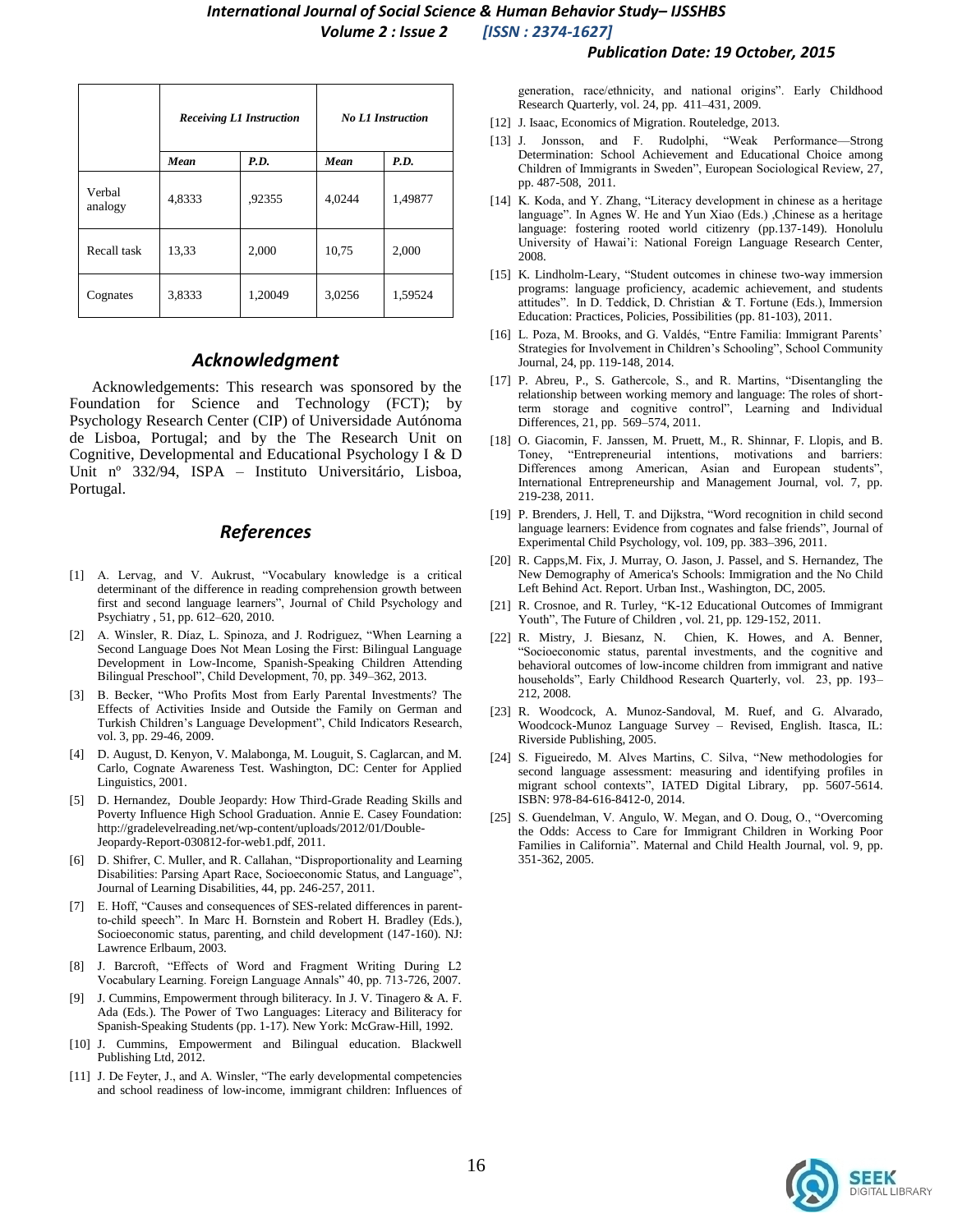| | Receiving L1 Instruction | | No L1 Instruction | |
|---|---|---|---|---|
| | *Mean* | *P.D.* | *Mean* | *P.D.* |
| Verbal analogy | 4,8333 | ,92355 | 4,0244 | 1,49877 |
| Recall task | 13,33 | 2,000 | 10,75 | 2,000 |
| Cognates | 3,8333 | 1,20049 | 3,0256 | 1,59524 |

## *Acknowledgment*

Acknowledgements: This research was sponsored by the Foundation for Science and Technology (FCT); by Psychology Research Center (CIP) of Universidade Autónoma de Lisboa, Portugal; and by the The Research Unit on Cognitive, Developmental and Educational Psychology I & D Unit nº 332/94, ISPA – Instituto Universitário, Lisboa, Portugal.

## *References*

[1] A. Lervag, and V. Aukrust, "Vocabulary knowledge is a critical determinant of the difference in reading comprehension growth between first and second language learners", Journal of Child Psychology and Psychiatry , 51, pp. 612–620, 2010.

[2] A. Winsler, R. Díaz, L. Spinoza, and J. Rodriguez, "When Learning a Second Language Does Not Mean Losing the First: Bilingual Language Development in Low-Income, Spanish-Speaking Children Attending Bilingual Preschool", Child Development, 70, pp. 349–362, 2013.

[3] B. Becker, "Who Profits Most from Early Parental Investments? The Effects of Activities Inside and Outside the Family on German and Turkish Children's Language Development", Child Indicators Research, vol. 3, pp. 29-46, 2009.

[4] D. August, D. Kenyon, V. Malabonga, M. Louguit, S. Caglarcan, and M. Carlo, Cognate Awareness Test. Washington, DC: Center for Applied Linguistics, 2001.

[5] D. Hernandez, Double Jeopardy: How Third-Grade Reading Skills and Poverty Influence High School Graduation. Annie E. Casey Foundation: http://gradelevelreading.net/wp-content/uploads/2012/01/Double-Jeopardy-Report-030812-for-web1.pdf, 2011.

[6] D. Shifrer, C. Muller, and R. Callahan, "Disproportionality and Learning Disabilities: Parsing Apart Race, Socioeconomic Status, and Language", Journal of Learning Disabilities, 44, pp. 246-257, 2011.

[7] E. Hoff, "Causes and consequences of SES-related differences in parent-to-child speech". In Marc H. Bornstein and Robert H. Bradley (Eds.), Socioeconomic status, parenting, and child development (147-160). NJ: Lawrence Erlbaum, 2003.

[8] J. Barcroft, "Effects of Word and Fragment Writing During L2 Vocabulary Learning. Foreign Language Annals" 40, pp. 713-726, 2007.

[9] J. Cummins, Empowerment through biliteracy. In J. V. Tinagero & A. F. Ada (Eds.). The Power of Two Languages: Literacy and Biliteracy for Spanish-Speaking Students (pp. 1-17). New York: McGraw-Hill, 1992.

[10] J. Cummins, Empowerment and Bilingual education. Blackwell Publishing Ltd, 2012.

[11] J. De Feyter, J., and A. Winsler, "The early developmental competencies and school readiness of low-income, immigrant children: Influences of generation, race/ethnicity, and national origins". Early Childhood Research Quarterly, vol. 24, pp. 411–431, 2009.

[12] J. Isaac, Economics of Migration. Routeledge, 2013.

[13] J. Jonsson, and F. Rudolphi, "Weak Performance—Strong Determination: School Achievement and Educational Choice among Children of Immigrants in Sweden", European Sociological Review, 27, pp. 487-508, 2011.

[14] K. Koda, and Y. Zhang, "Literacy development in chinese as a heritage language". In Agnes W. He and Yun Xiao (Eds.) ,Chinese as a heritage language: fostering rooted world citizenry (pp.137-149). Honolulu University of Hawai'i: National Foreign Language Research Center, 2008.

[15] K. Lindholm-Leary, "Student outcomes in chinese two-way immersion programs: language proficiency, academic achievement, and students attitudes". In D. Teddick, D. Christian & T. Fortune (Eds.), Immersion Education: Practices, Policies, Possibilities (pp. 81-103), 2011.

[16] L. Poza, M. Brooks, and G. Valdés, "Entre Familia: Immigrant Parents' Strategies for Involvement in Children's Schooling", School Community Journal, 24, pp. 119-148, 2014.

[17] P. Abreu, P., S. Gathercole, S., and R. Martins, "Disentangling the relationship between working memory and language: The roles of short-term storage and cognitive control", Learning and Individual Differences, 21, pp. 569–574, 2011.

[18] O. Giacomin, F. Janssen, M. Pruett, M., R. Shinnar, F. Llopis, and B. Toney, "Entrepreneurial intentions, motivations and barriers: Differences among American, Asian and European students", International Entrepreneurship and Management Journal, vol. 7, pp. 219-238, 2011.

[19] P. Brenders, J. Hell, T. and Dijkstra, "Word recognition in child second language learners: Evidence from cognates and false friends", Journal of Experimental Child Psychology, vol. 109, pp. 383–396, 2011.

[20] R. Capps,M. Fix, J. Murray, O. Jason, J. Passel, and S. Hernandez, The New Demography of America's Schools: Immigration and the No Child Left Behind Act. Report. Urban Inst., Washington, DC, 2005.

[21] R. Crosnoe, and R. Turley, "K-12 Educational Outcomes of Immigrant Youth", The Future of Children , vol. 21, pp. 129-152, 2011.

[22] R. Mistry, J. Biesanz, N. Chien, K. Howes, and A. Benner, "Socioeconomic status, parental investments, and the cognitive and behavioral outcomes of low-income children from immigrant and native households", Early Childhood Research Quarterly, vol. 23, pp. 193–212, 2008.

[23] R. Woodcock, A. Munoz-Sandoval, M. Ruef, and G. Alvarado, Woodcock-Munoz Language Survey – Revised, English. Itasca, IL: Riverside Publishing, 2005.

[24] S. Figueiredo, M. Alves Martins, C. Silva, "New methodologies for second language assessment: measuring and identifying profiles in migrant school contexts", IATED Digital Library, pp. 5607-5614. ISBN: 978-84-616-8412-0, 2014.

[25] S. Guendelman, V. Angulo, W. Megan, and O. Doug, O., "Overcoming the Odds: Access to Care for Immigrant Children in Working Poor Families in California". Maternal and Child Health Journal, vol. 9, pp. 351-362, 2005.